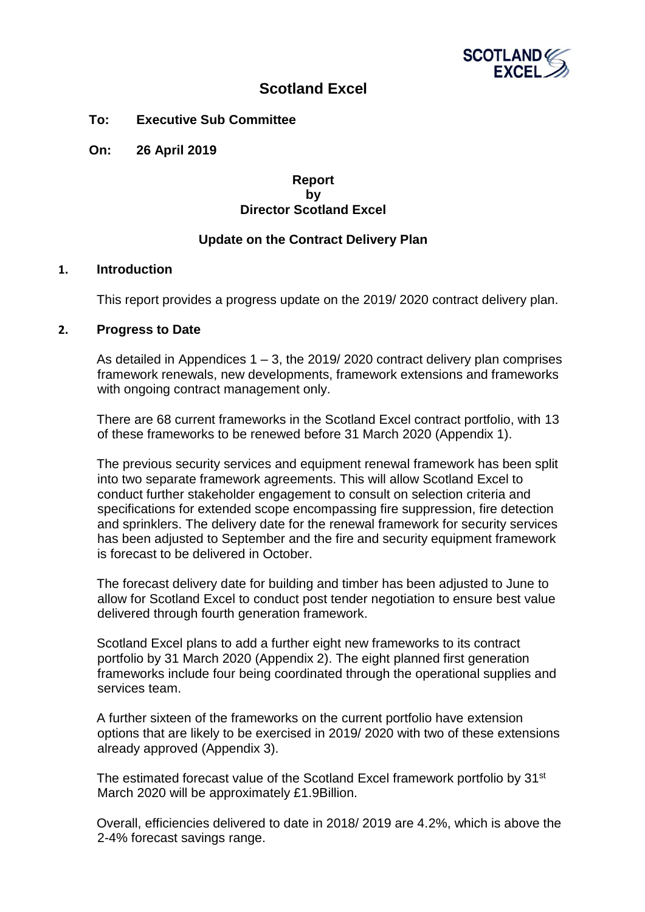# Scotland Excel

**To: Executive Sub Committee**

**On: 26 April 2019**

**Report**
**by**
**Director Scotland Excel**

**Update on the Contract Delivery Plan**

## 1. Introduction

This report provides a progress update on the 2019/ 2020 contract delivery plan.

## 2. Progress to Date

As detailed in Appendices 1 – 3, the 2019/ 2020 contract delivery plan comprises framework renewals, new developments, framework extensions and frameworks with ongoing contract management only.

There are 68 current frameworks in the Scotland Excel contract portfolio, with 13 of these frameworks to be renewed before 31 March 2020 (Appendix 1).

The previous security services and equipment renewal framework has been split into two separate framework agreements. This will allow Scotland Excel to conduct further stakeholder engagement to consult on selection criteria and specifications for extended scope encompassing fire suppression, fire detection and sprinklers. The delivery date for the renewal framework for security services has been adjusted to September and the fire and security equipment framework is forecast to be delivered in October.

The forecast delivery date for building and timber has been adjusted to June to allow for Scotland Excel to conduct post tender negotiation to ensure best value delivered through fourth generation framework.

Scotland Excel plans to add a further eight new frameworks to its contract portfolio by 31 March 2020 (Appendix 2). The eight planned first generation frameworks include four being coordinated through the operational supplies and services team.

A further sixteen of the frameworks on the current portfolio have extension options that are likely to be exercised in 2019/ 2020 with two of these extensions already approved (Appendix 3).

The estimated forecast value of the Scotland Excel framework portfolio by 31st March 2020 will be approximately £1.9Billion.

Overall, efficiencies delivered to date in 2018/ 2019 are 4.2%, which is above the 2-4% forecast savings range.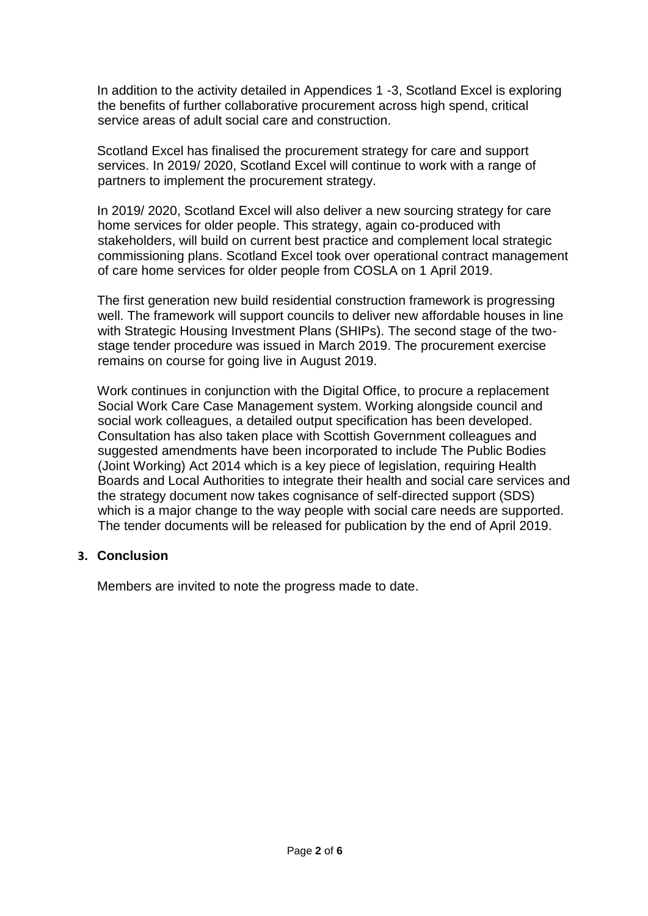In addition to the activity detailed in Appendices 1 -3, Scotland Excel is exploring the benefits of further collaborative procurement across high spend, critical service areas of adult social care and construction.

Scotland Excel has finalised the procurement strategy for care and support services. In 2019/ 2020, Scotland Excel will continue to work with a range of partners to implement the procurement strategy.

In 2019/ 2020, Scotland Excel will also deliver a new sourcing strategy for care home services for older people. This strategy, again co-produced with stakeholders, will build on current best practice and complement local strategic commissioning plans. Scotland Excel took over operational contract management of care home services for older people from COSLA on 1 April 2019.

The first generation new build residential construction framework is progressing well. The framework will support councils to deliver new affordable houses in line with Strategic Housing Investment Plans (SHIPs). The second stage of the two-stage tender procedure was issued in March 2019. The procurement exercise remains on course for going live in August 2019.

Work continues in conjunction with the Digital Office, to procure a replacement Social Work Care Case Management system. Working alongside council and social work colleagues, a detailed output specification has been developed. Consultation has also taken place with Scottish Government colleagues and suggested amendments have been incorporated to include The Public Bodies (Joint Working) Act 2014 which is a key piece of legislation, requiring Health Boards and Local Authorities to integrate their health and social care services and the strategy document now takes cognisance of self-directed support (SDS) which is a major change to the way people with social care needs are supported. The tender documents will be released for publication by the end of April 2019.

## 3. Conclusion

Members are invited to note the progress made to date.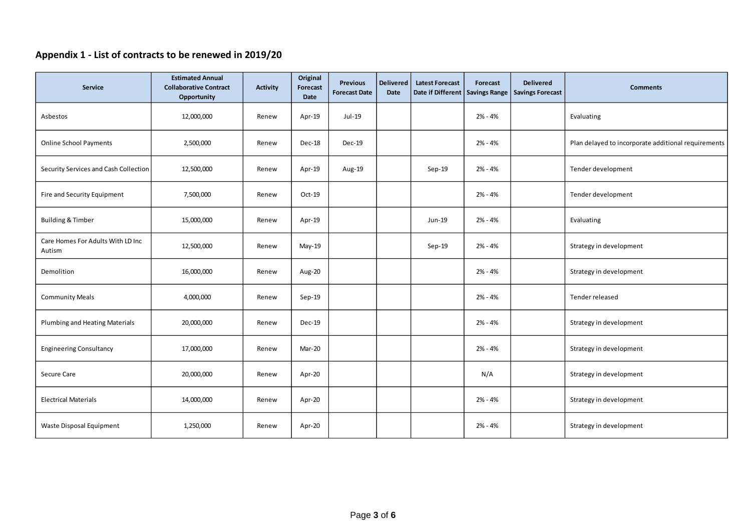## Appendix 1 - List of contracts to be renewed in 2019/20

| Service | Estimated Annual Collaborative Contract Opportunity | Activity | Original Forecast Date | Previous Forecast Date | Delivered Date | Latest Forecast Date if Different | Forecast Savings Range | Delivered Savings Forecast | Comments |
|---|---|---|---|---|---|---|---|---|---|
| Asbestos | 12,000,000 | Renew | Apr-19 | Jul-19 | | | 2% - 4% | | Evaluating |
| Online School Payments | 2,500,000 | Renew | Dec-18 | Dec-19 | | | 2% - 4% | | Plan delayed to incorporate additional requirements |
| Security Services and Cash Collection | 12,500,000 | Renew | Apr-19 | Aug-19 | | Sep-19 | 2% - 4% | | Tender development |
| Fire and Security Equipment | 7,500,000 | Renew | Oct-19 | | | | 2% - 4% | | Tender development |
| Building & Timber | 15,000,000 | Renew | Apr-19 | | | Jun-19 | 2% - 4% | | Evaluating |
| Care Homes For Adults With LD Inc Autism | 12,500,000 | Renew | May-19 | | | Sep-19 | 2% - 4% | | Strategy in development |
| Demolition | 16,000,000 | Renew | Aug-20 | | | | 2% - 4% | | Strategy in development |
| Community Meals | 4,000,000 | Renew | Sep-19 | | | | 2% - 4% | | Tender released |
| Plumbing and Heating Materials | 20,000,000 | Renew | Dec-19 | | | | 2% - 4% | | Strategy in development |
| Engineering Consultancy | 17,000,000 | Renew | Mar-20 | | | | 2% - 4% | | Strategy in development |
| Secure Care | 20,000,000 | Renew | Apr-20 | | | | N/A | | Strategy in development |
| Electrical Materials | 14,000,000 | Renew | Apr-20 | | | | 2% - 4% | | Strategy in development |
| Waste Disposal Equipment | 1,250,000 | Renew | Apr-20 | | | | 2% - 4% | | Strategy in development |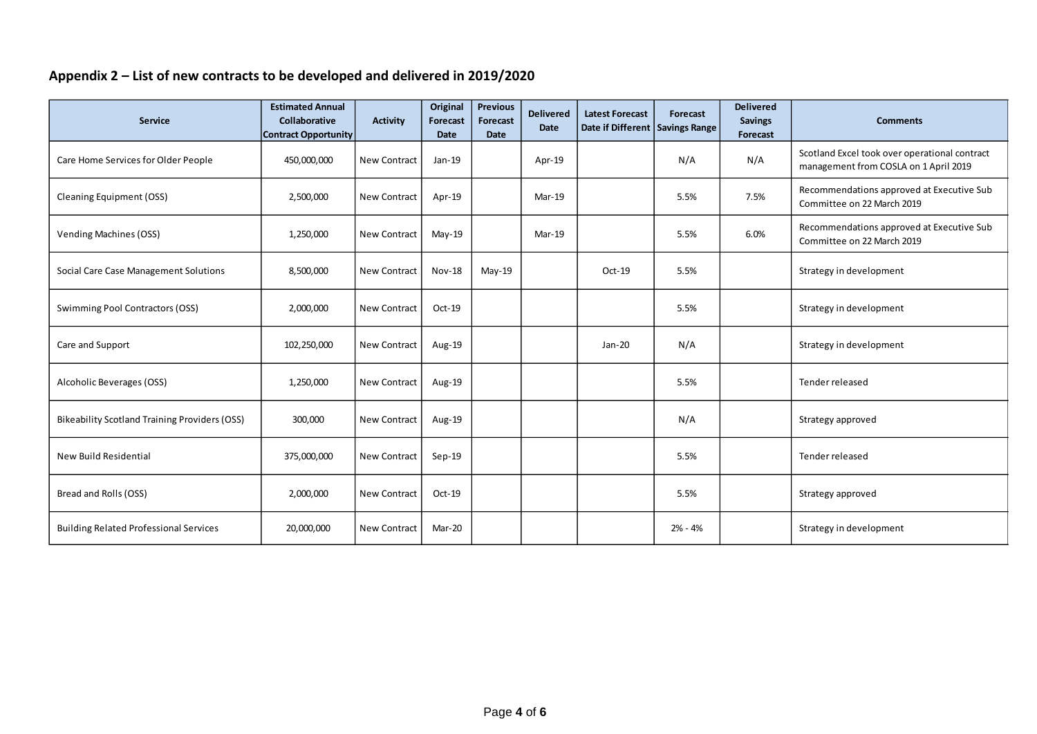## Appendix 2 – List of new contracts to be developed and delivered in 2019/2020

| Service | Estimated Annual Collaborative Contract Opportunity | Activity | Original Forecast Date | Previous Forecast Date | Delivered Date | Latest Forecast Date if Different | Forecast Savings Range | Delivered Savings Forecast | Comments |
|---|---|---|---|---|---|---|---|---|---|
| Care Home Services for Older People | 450,000,000 | New Contract | Jan-19 | | Apr-19 | | N/A | N/A | Scotland Excel took over operational contract management from COSLA on 1 April 2019 |
| Cleaning Equipment (OSS) | 2,500,000 | New Contract | Apr-19 | | Mar-19 | | 5.5% | 7.5% | Recommendations approved at Executive Sub Committee on 22 March 2019 |
| Vending Machines (OSS) | 1,250,000 | New Contract | May-19 | | Mar-19 | | 5.5% | 6.0% | Recommendations approved at Executive Sub Committee on 22 March 2019 |
| Social Care Case Management Solutions | 8,500,000 | New Contract | Nov-18 | May-19 | | Oct-19 | 5.5% | | Strategy in development |
| Swimming Pool Contractors (OSS) | 2,000,000 | New Contract | Oct-19 | | | | 5.5% | | Strategy in development |
| Care and Support | 102,250,000 | New Contract | Aug-19 | | | Jan-20 | N/A | | Strategy in development |
| Alcoholic Beverages (OSS) | 1,250,000 | New Contract | Aug-19 | | | | 5.5% | | Tender released |
| Bikeability Scotland Training Providers (OSS) | 300,000 | New Contract | Aug-19 | | | | N/A | | Strategy approved |
| New Build Residential | 375,000,000 | New Contract | Sep-19 | | | | 5.5% | | Tender released |
| Bread and Rolls (OSS) | 2,000,000 | New Contract | Oct-19 | | | | 5.5% | | Strategy approved |
| Building Related Professional Services | 20,000,000 | New Contract | Mar-20 | | | | 2% - 4% | | Strategy in development |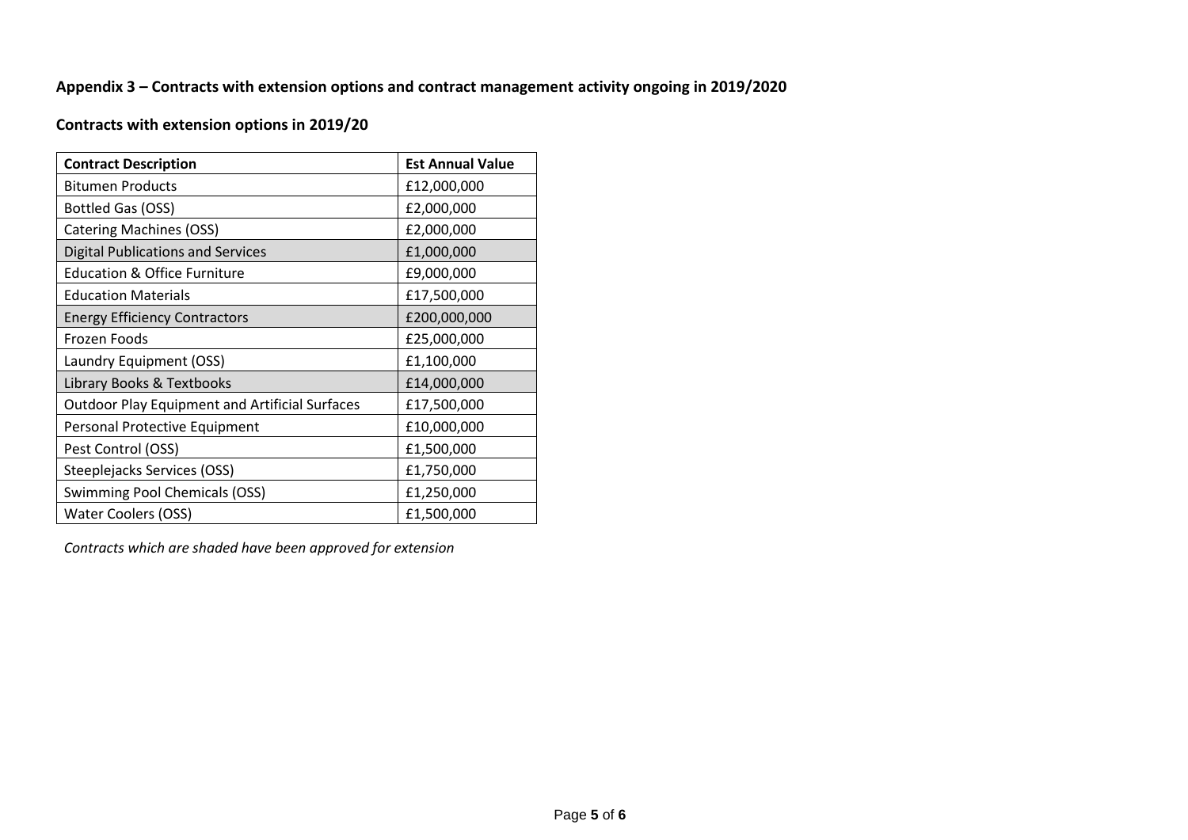## Appendix 3 – Contracts with extension options and contract management activity ongoing in 2019/2020

### Contracts with extension options in 2019/20

| Contract Description | Est Annual Value |
| --- | --- |
| Bitumen Products | £12,000,000 |
| Bottled Gas (OSS) | £2,000,000 |
| Catering Machines (OSS) | £2,000,000 |
| Digital Publications and Services | £1,000,000 |
| Education & Office Furniture | £9,000,000 |
| Education Materials | £17,500,000 |
| Energy Efficiency Contractors | £200,000,000 |
| Frozen Foods | £25,000,000 |
| Laundry Equipment (OSS) | £1,100,000 |
| Library Books & Textbooks | £14,000,000 |
| Outdoor Play Equipment and Artificial Surfaces | £17,500,000 |
| Personal Protective Equipment | £10,000,000 |
| Pest Control (OSS) | £1,500,000 |
| Steeplejacks Services (OSS) | £1,750,000 |
| Swimming Pool Chemicals (OSS) | £1,250,000 |
| Water Coolers (OSS) | £1,500,000 |

*Contracts which are shaded have been approved for extension*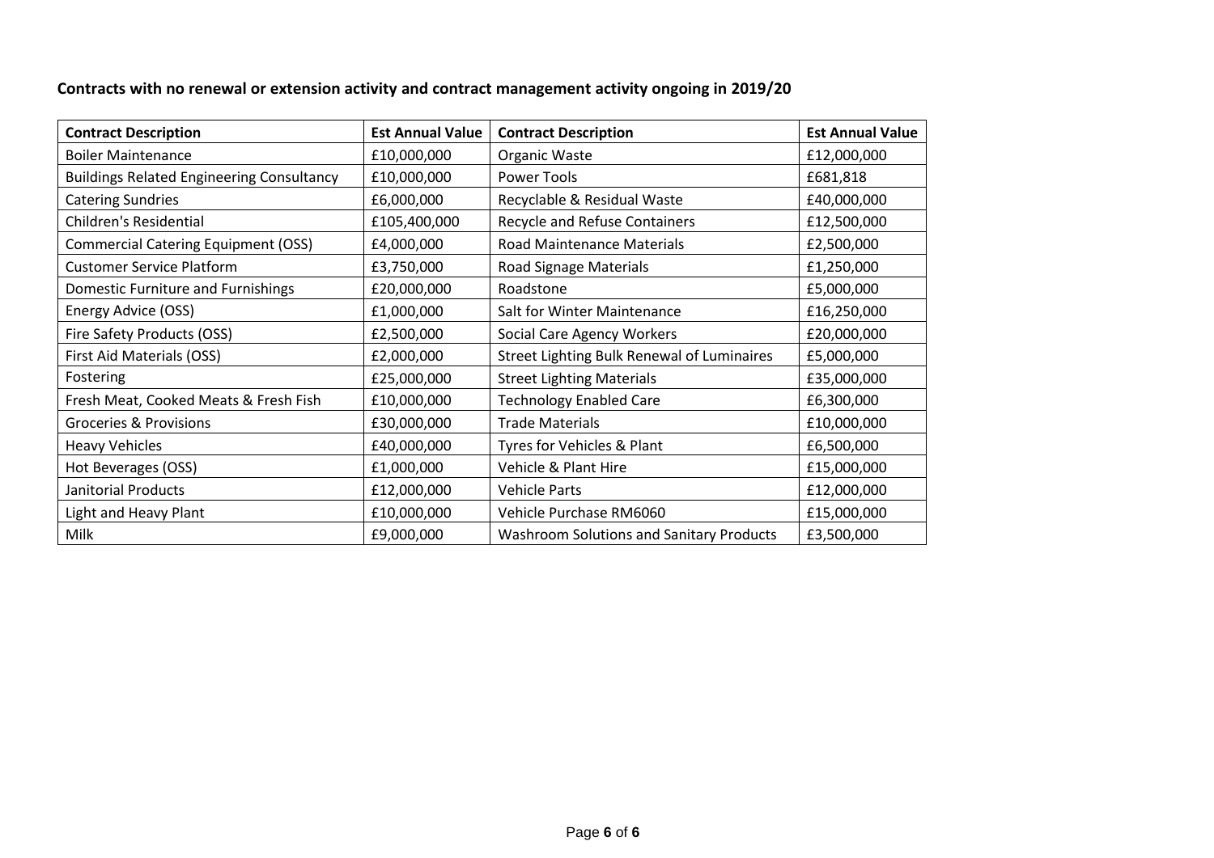**Contracts with no renewal or extension activity and contract management activity ongoing in 2019/20**

| Contract Description | Est Annual Value | Contract Description | Est Annual Value |
|---|---|---|---|
| Boiler Maintenance | £10,000,000 | Organic Waste | £12,000,000 |
| Buildings Related Engineering Consultancy | £10,000,000 | Power Tools | £681,818 |
| Catering Sundries | £6,000,000 | Recyclable & Residual Waste | £40,000,000 |
| Children's Residential | £105,400,000 | Recycle and Refuse Containers | £12,500,000 |
| Commercial Catering Equipment (OSS) | £4,000,000 | Road Maintenance Materials | £2,500,000 |
| Customer Service Platform | £3,750,000 | Road Signage Materials | £1,250,000 |
| Domestic Furniture and Furnishings | £20,000,000 | Roadstone | £5,000,000 |
| Energy Advice (OSS) | £1,000,000 | Salt for Winter Maintenance | £16,250,000 |
| Fire Safety Products (OSS) | £2,500,000 | Social Care Agency Workers | £20,000,000 |
| First Aid Materials (OSS) | £2,000,000 | Street Lighting Bulk Renewal of Luminaires | £5,000,000 |
| Fostering | £25,000,000 | Street Lighting Materials | £35,000,000 |
| Fresh Meat, Cooked Meats & Fresh Fish | £10,000,000 | Technology Enabled Care | £6,300,000 |
| Groceries & Provisions | £30,000,000 | Trade Materials | £10,000,000 |
| Heavy Vehicles | £40,000,000 | Tyres for Vehicles & Plant | £6,500,000 |
| Hot Beverages (OSS) | £1,000,000 | Vehicle & Plant Hire | £15,000,000 |
| Janitorial Products | £12,000,000 | Vehicle Parts | £12,000,000 |
| Light and Heavy Plant | £10,000,000 | Vehicle Purchase RM6060 | £15,000,000 |
| Milk | £9,000,000 | Washroom Solutions and Sanitary Products | £3,500,000 |